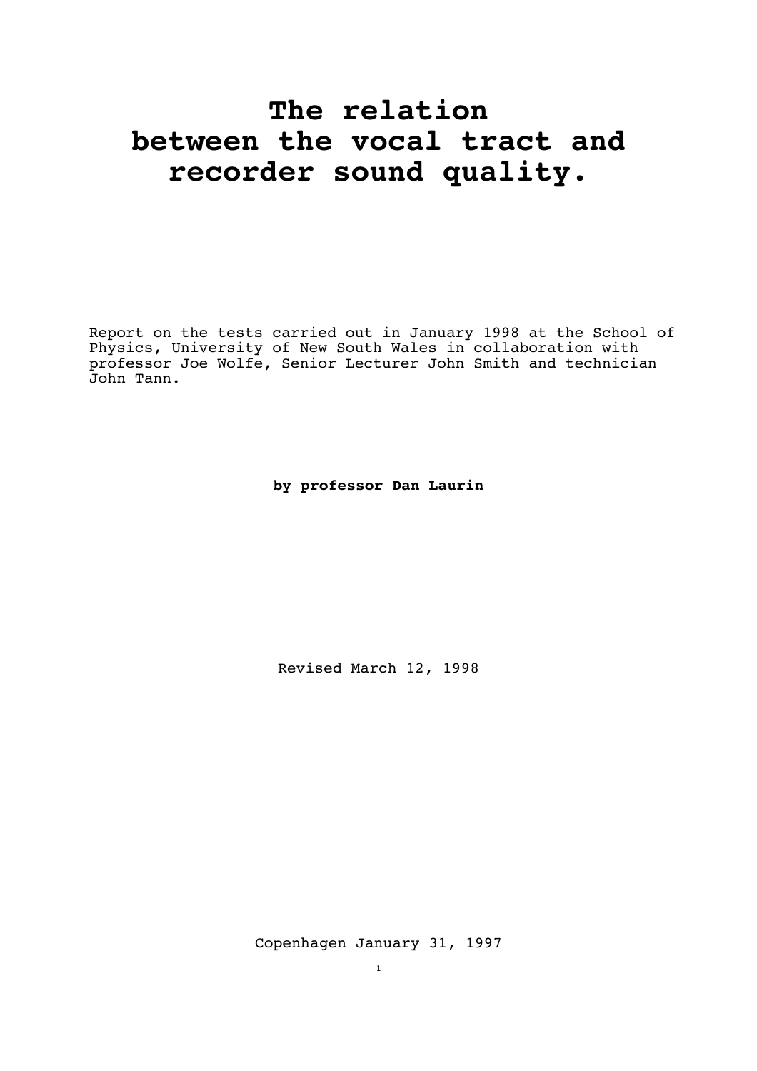# The relation between the vocal tract and recorder sound quality.

Report on the tests carried out in January 1998 at the School of Physics, University of New South Wales in collaboration with professor Joe Wolfe, Senior Lecturer John Smith and technician John Tann.

**by professor Dan Laurin**

Revised March 12, 1998

Copenhagen January 31, 1997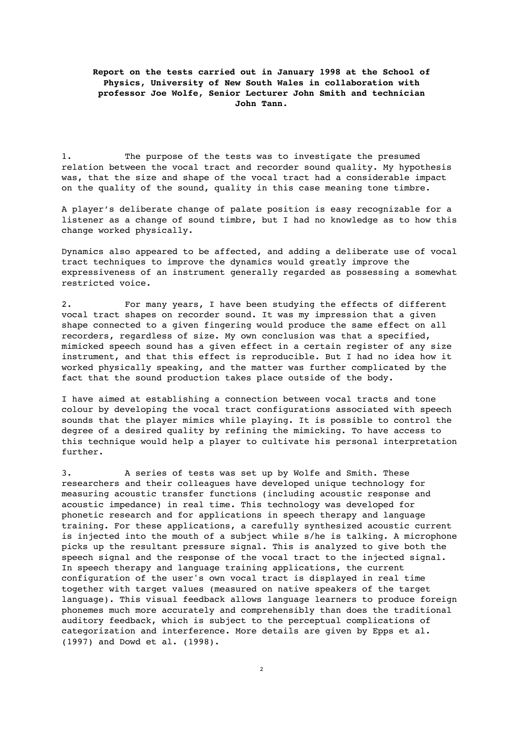**Report on the tests carried out in January 1998 at the School of Physics, University of New South Wales in collaboration with professor Joe Wolfe, Senior Lecturer John Smith and technician John Tann.**

1. The purpose of the tests was to investigate the presumed relation between the vocal tract and recorder sound quality. My hypothesis was, that the size and shape of the vocal tract had a considerable impact on the quality of the sound, quality in this case meaning tone timbre.

A player's deliberate change of palate position is easy recognizable for a listener as a change of sound timbre, but I had no knowledge as to how this change worked physically.

Dynamics also appeared to be affected, and adding a deliberate use of vocal tract techniques to improve the dynamics would greatly improve the expressiveness of an instrument generally regarded as possessing a somewhat restricted voice.

2. For many years, I have been studying the effects of different vocal tract shapes on recorder sound. It was my impression that a given shape connected to a given fingering would produce the same effect on all recorders, regardless of size. My own conclusion was that a specified, mimicked speech sound has a given effect in a certain register of any size instrument, and that this effect is reproducible. But I had no idea how it worked physically speaking, and the matter was further complicated by the fact that the sound production takes place outside of the body.

I have aimed at establishing a connection between vocal tracts and tone colour by developing the vocal tract configurations associated with speech sounds that the player mimics while playing. It is possible to control the degree of a desired quality by refining the mimicking. To have access to this technique would help a player to cultivate his personal interpretation further.

3. A series of tests was set up by Wolfe and Smith. These researchers and their colleagues have developed unique technology for measuring acoustic transfer functions (including acoustic response and acoustic impedance) in real time. This technology was developed for phonetic research and for applications in speech therapy and language training. For these applications, a carefully synthesized acoustic current is injected into the mouth of a subject while s/he is talking. A microphone picks up the resultant pressure signal. This is analyzed to give both the speech signal and the response of the vocal tract to the injected signal. In speech therapy and language training applications, the current configuration of the user's own vocal tract is displayed in real time together with target values (measured on native speakers of the target language). This visual feedback allows language learners to produce foreign phonemes much more accurately and comprehensibly than does the traditional auditory feedback, which is subject to the perceptual complications of categorization and interference. More details are given by Epps et al. (1997) and Dowd et al. (1998).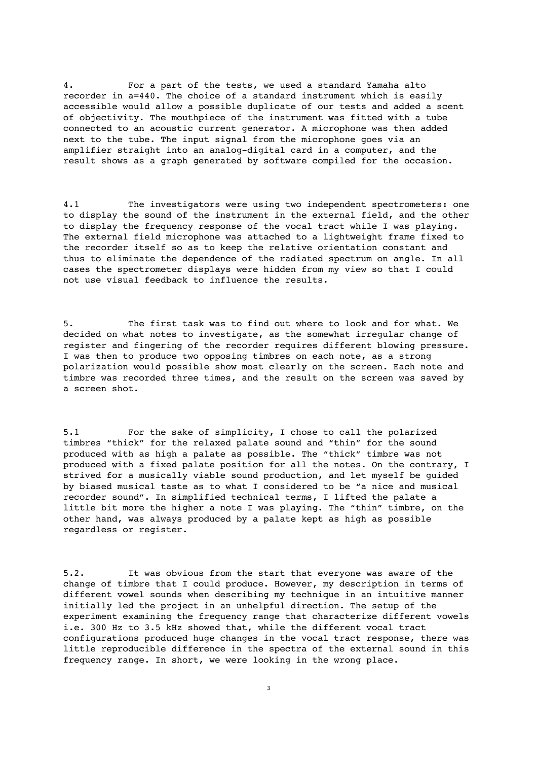4. For a part of the tests, we used a standard Yamaha alto recorder in a=440. The choice of a standard instrument which is easily accessible would allow a possible duplicate of our tests and added a scent of objectivity. The mouthpiece of the instrument was fitted with a tube connected to an acoustic current generator. A microphone was then added next to the tube. The input signal from the microphone goes via an amplifier straight into an analog-digital card in a computer, and the result shows as a graph generated by software compiled for the occasion.

4.1 The investigators were using two independent spectrometers: one to display the sound of the instrument in the external field, and the other to display the frequency response of the vocal tract while I was playing. The external field microphone was attached to a lightweight frame fixed to the recorder itself so as to keep the relative orientation constant and thus to eliminate the dependence of the radiated spectrum on angle. In all cases the spectrometer displays were hidden from my view so that I could not use visual feedback to influence the results.

5. The first task was to find out where to look and for what. We decided on what notes to investigate, as the somewhat irregular change of register and fingering of the recorder requires different blowing pressure. I was then to produce two opposing timbres on each note, as a strong polarization would possible show most clearly on the screen. Each note and timbre was recorded three times, and the result on the screen was saved by a screen shot.

5.1 For the sake of simplicity, I chose to call the polarized timbres "thick" for the relaxed palate sound and "thin" for the sound produced with as high a palate as possible. The "thick" timbre was not produced with a fixed palate position for all the notes. On the contrary, I strived for a musically viable sound production, and let myself be guided by biased musical taste as to what I considered to be "a nice and musical recorder sound". In simplified technical terms, I lifted the palate a little bit more the higher a note I was playing. The "thin" timbre, on the other hand, was always produced by a palate kept as high as possible regardless or register.

5.2. It was obvious from the start that everyone was aware of the change of timbre that I could produce. However, my description in terms of different vowel sounds when describing my technique in an intuitive manner initially led the project in an unhelpful direction. The setup of the experiment examining the frequency range that characterize different vowels i.e. 300 Hz to 3.5 kHz showed that, while the different vocal tract configurations produced huge changes in the vocal tract response, there was little reproducible difference in the spectra of the external sound in this frequency range. In short, we were looking in the wrong place.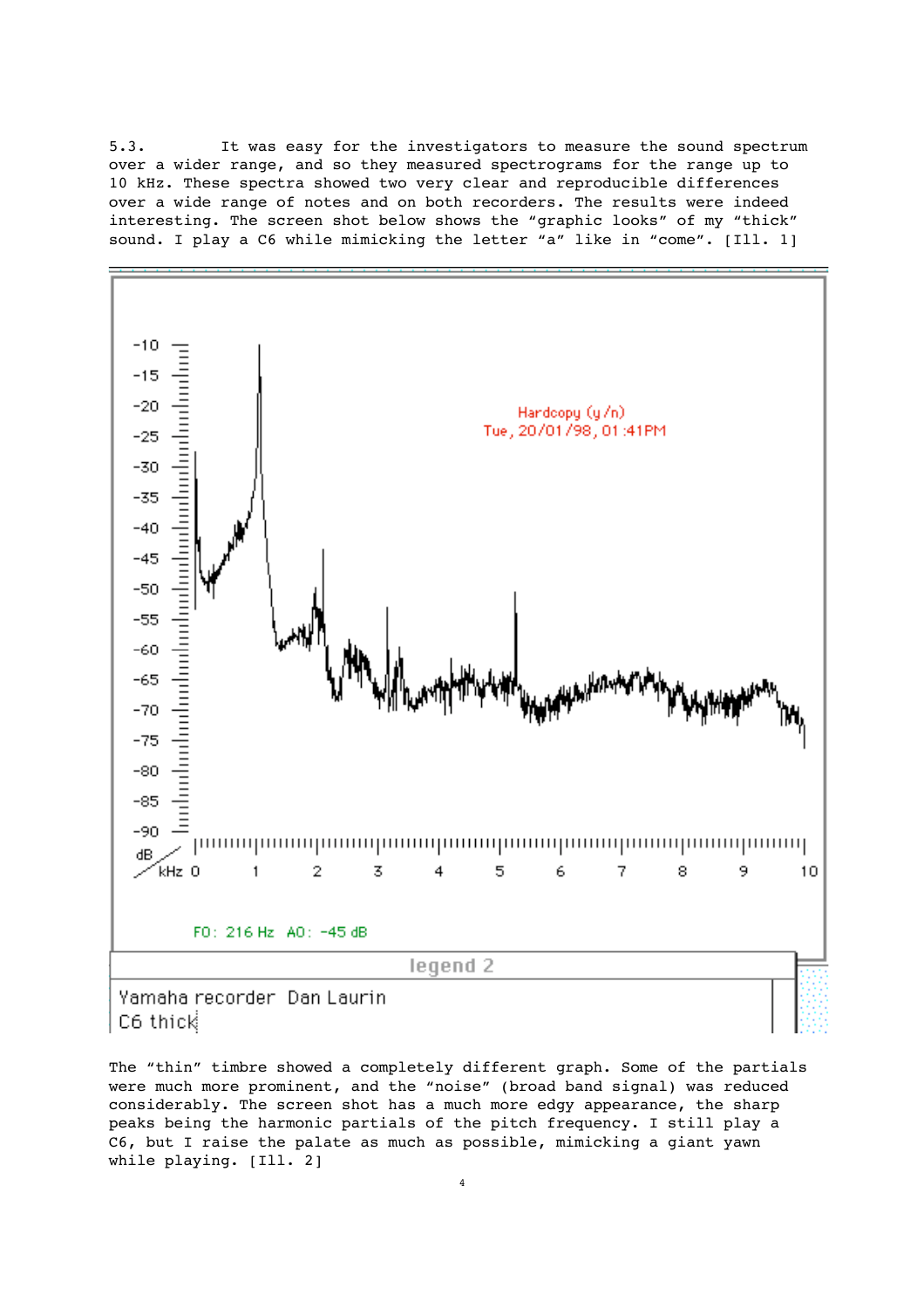5.3. It was easy for the investigators to measure the sound spectrum over a wider range, and so they measured spectrograms for the range up to 10 kHz. These spectra showed two very clear and reproducible differences over a wide range of notes and on both recorders. The results were indeed interesting. The screen shot below shows the “graphic looks” of my “thick” sound. I play a C6 while mimicking the letter “a” like in “come”. [Ill. 1]

The “thin” timbre showed a completely different graph. Some of the partials were much more prominent, and the “noise” (broad band signal) was reduced considerably. The screen shot has a much more edgy appearance, the sharp peaks being the harmonic partials of the pitch frequency. I still play a C6, but I raise the palate as much as possible, mimicking a giant yawn while playing. [Ill. 2]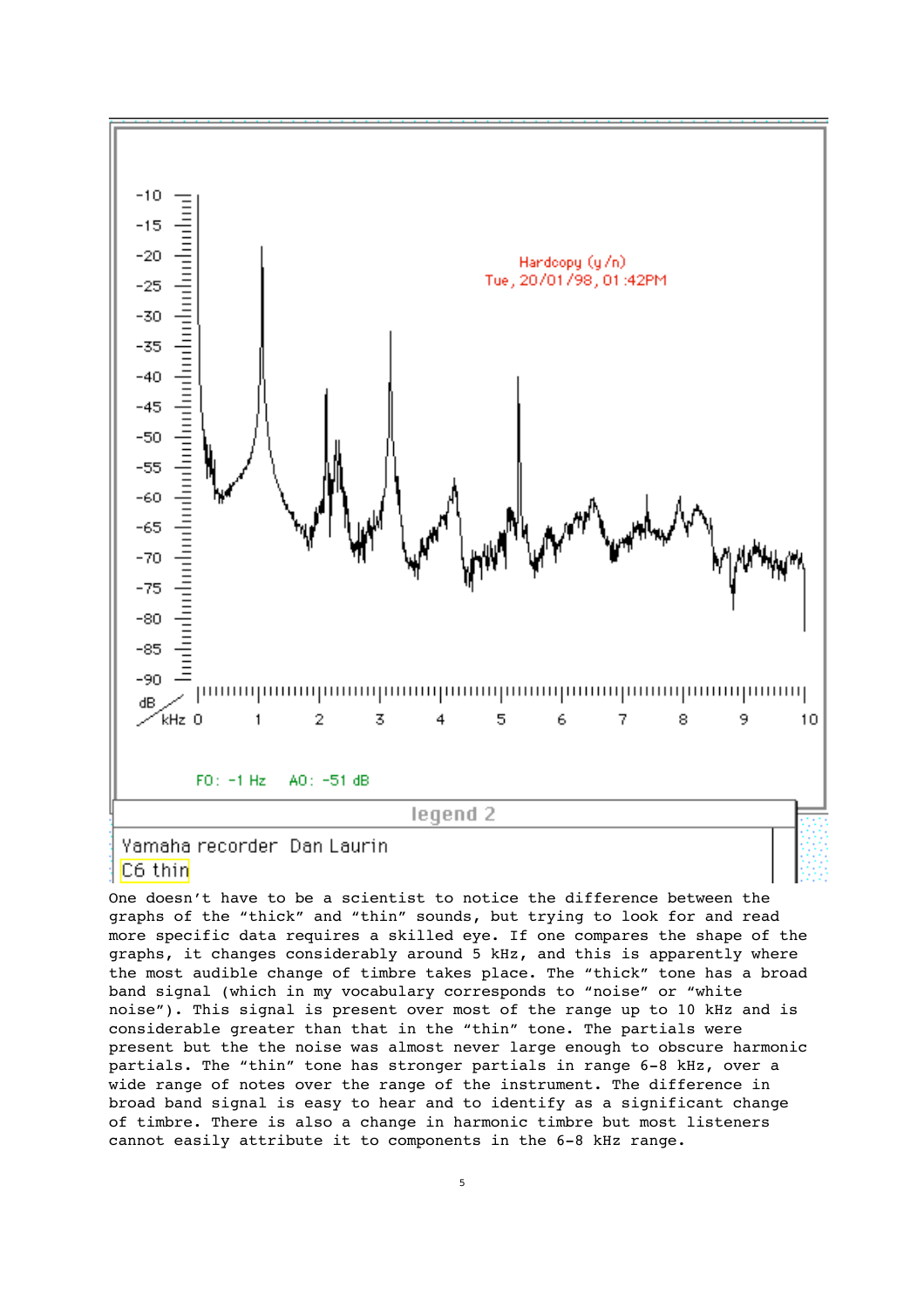One doesn't have to be a scientist to notice the difference between the graphs of the "thick" and "thin" sounds, but trying to look for and read more specific data requires a skilled eye. If one compares the shape of the graphs, it changes considerably around 5 kHz, and this is apparently where the most audible change of timbre takes place. The "thick" tone has a broad band signal (which in my vocabulary corresponds to "noise" or "white noise"). This signal is present over most of the range up to 10 kHz and is considerable greater than that in the "thin" tone. The partials were present but the the noise was almost never large enough to obscure harmonic partials. The "thin" tone has stronger partials in range 6-8 kHz, over a wide range of notes over the range of the instrument. The difference in broad band signal is easy to hear and to identify as a significant change of timbre. There is also a change in harmonic timbre but most listeners cannot easily attribute it to components in the 6-8 kHz range.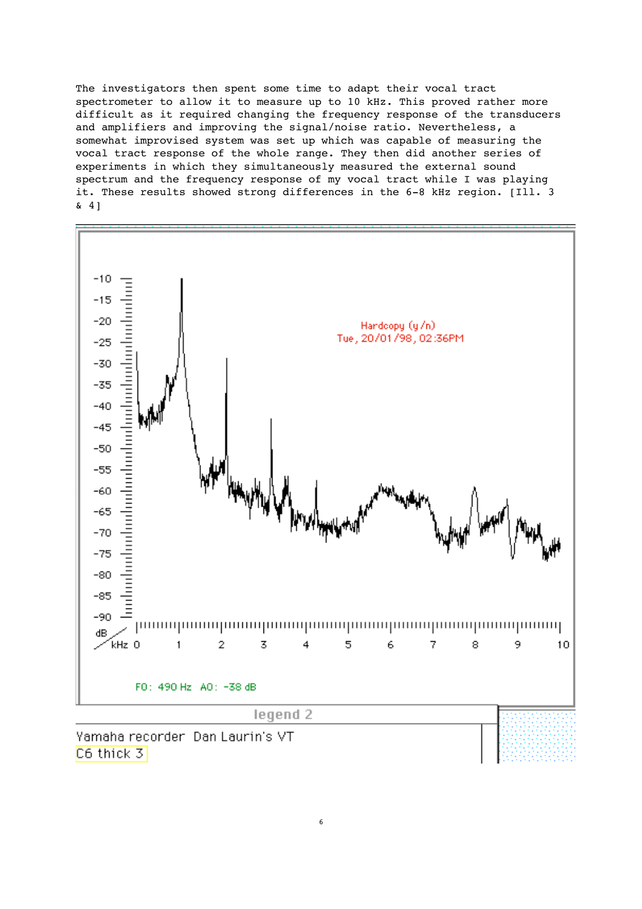The investigators then spent some time to adapt their vocal tract spectrometer to allow it to measure up to 10 kHz. This proved rather more difficult as it required changing the frequency response of the transducers and amplifiers and improving the signal/noise ratio. Nevertheless, a somewhat improvised system was set up which was capable of measuring the vocal tract response of the whole range. They then did another series of experiments in which they simultaneously measured the external sound spectrum and the frequency response of my vocal tract while I was playing it. These results showed strong differences in the 6-8 kHz region. [Ill. 3 & 4]

Hardcopy (y/n)
Tue, 20/01/98, 02:36PM

F0: 490 Hz A0: -38 dB

legend 2

Yamaha recorder Dan Laurin's VT
C6 thick 3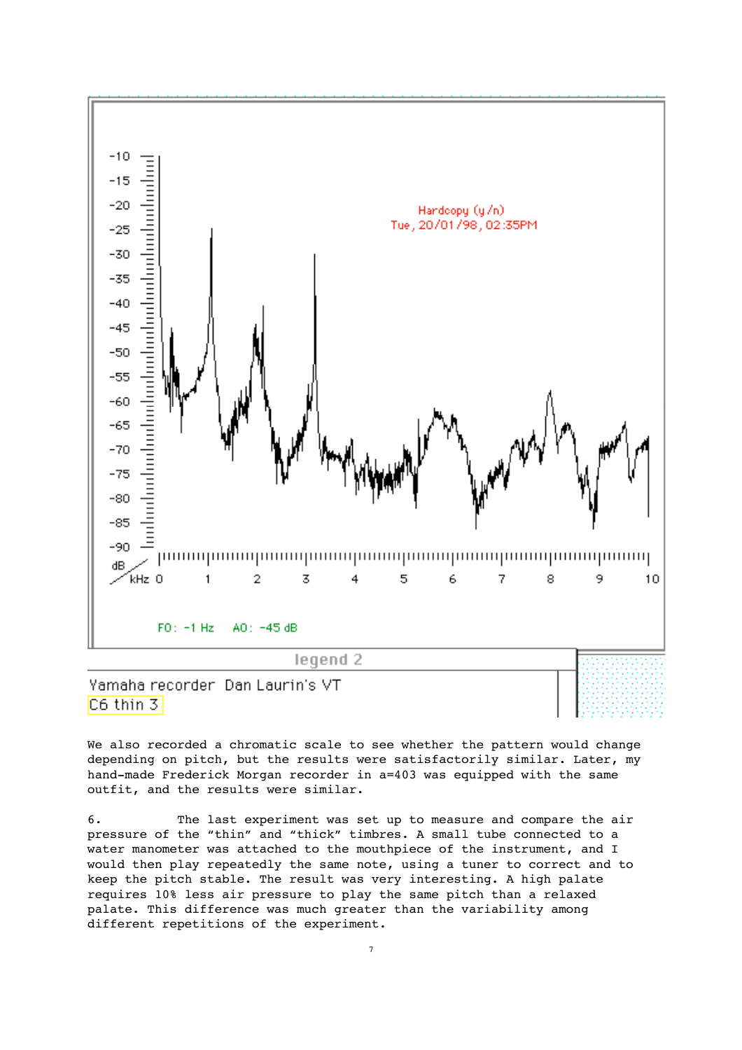legend 2

Yamaha recorder Dan Laurin's VT
C6 thin 3

We also recorded a chromatic scale to see whether the pattern would change depending on pitch, but the results were satisfactorily similar. Later, my hand-made Frederick Morgan recorder in a=403 was equipped with the same outfit, and the results were similar.

6. The last experiment was set up to measure and compare the air pressure of the "thin" and "thick" timbres. A small tube connected to a water manometer was attached to the mouthpiece of the instrument, and I would then play repeatedly the same note, using a tuner to correct and to keep the pitch stable. The result was very interesting. A high palate requires 10% less air pressure to play the same pitch than a relaxed palate. This difference was much greater than the variability among different repetitions of the experiment.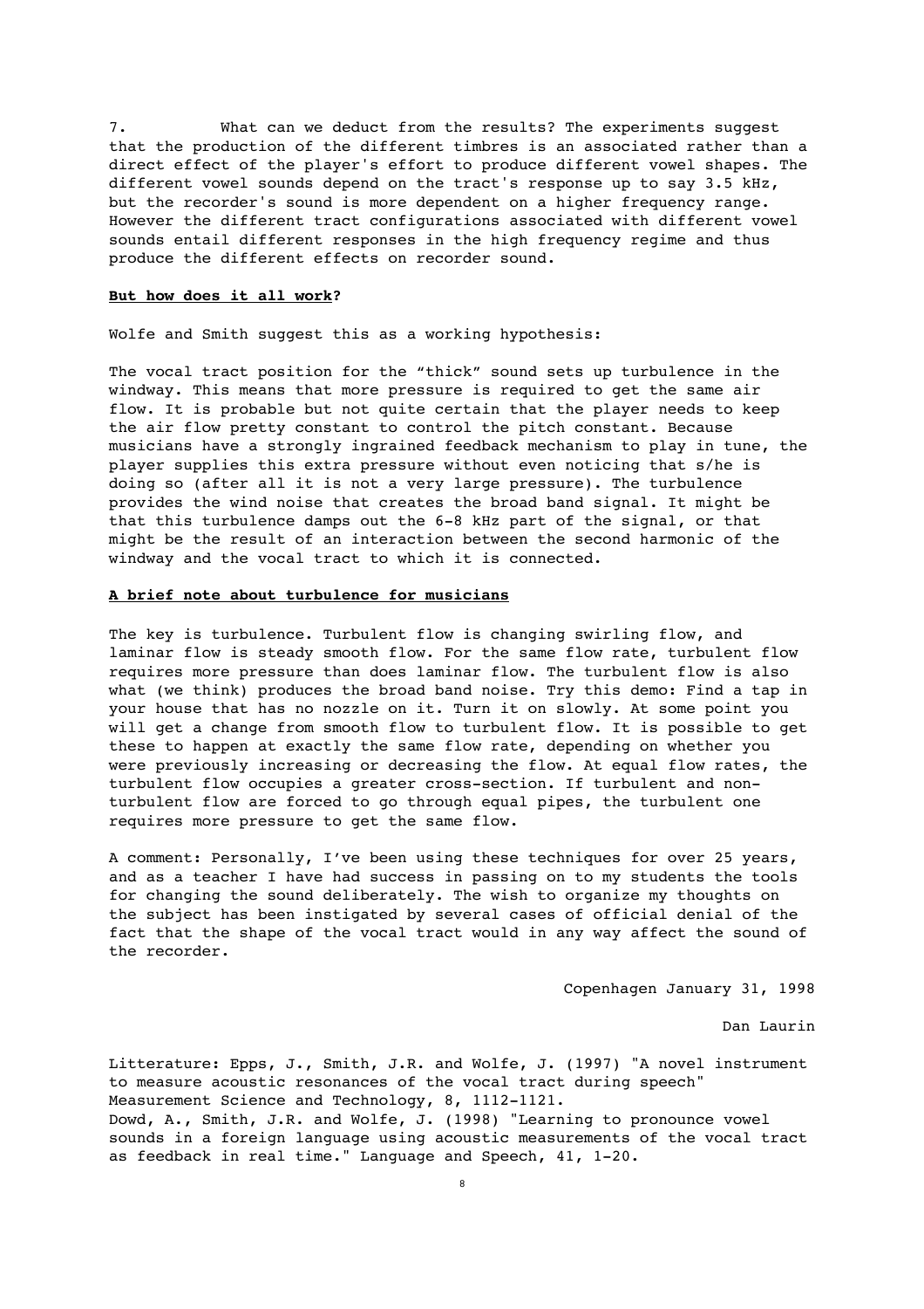7. What can we deduct from the results? The experiments suggest that the production of the different timbres is an associated rather than a direct effect of the player's effort to produce different vowel shapes. The different vowel sounds depend on the tract's response up to say 3.5 kHz, but the recorder's sound is more dependent on a higher frequency range. However the different tract configurations associated with different vowel sounds entail different responses in the high frequency regime and thus produce the different effects on recorder sound.

**But how does it all work?**

Wolfe and Smith suggest this as a working hypothesis:

The vocal tract position for the "thick" sound sets up turbulence in the windway. This means that more pressure is required to get the same air flow. It is probable but not quite certain that the player needs to keep the air flow pretty constant to control the pitch constant. Because musicians have a strongly ingrained feedback mechanism to play in tune, the player supplies this extra pressure without even noticing that s/he is doing so (after all it is not a very large pressure). The turbulence provides the wind noise that creates the broad band signal. It might be that this turbulence damps out the 6-8 kHz part of the signal, or that might be the result of an interaction between the second harmonic of the windway and the vocal tract to which it is connected.

**A brief note about turbulence for musicians**

The key is turbulence. Turbulent flow is changing swirling flow, and laminar flow is steady smooth flow. For the same flow rate, turbulent flow requires more pressure than does laminar flow. The turbulent flow is also what (we think) produces the broad band noise. Try this demo: Find a tap in your house that has no nozzle on it. Turn it on slowly. At some point you will get a change from smooth flow to turbulent flow. It is possible to get these to happen at exactly the same flow rate, depending on whether you were previously increasing or decreasing the flow. At equal flow rates, the turbulent flow occupies a greater cross-section. If turbulent and non-turbulent flow are forced to go through equal pipes, the turbulent one requires more pressure to get the same flow.

A comment: Personally, I've been using these techniques for over 25 years, and as a teacher I have had success in passing on to my students the tools for changing the sound deliberately. The wish to organize my thoughts on the subject has been instigated by several cases of official denial of the fact that the shape of the vocal tract would in any way affect the sound of the recorder.

Copenhagen January 31, 1998

Dan Laurin

Litterature: Epps, J., Smith, J.R. and Wolfe, J. (1997) "A novel instrument to measure acoustic resonances of the vocal tract during speech" Measurement Science and Technology, 8, 1112-1121.
Dowd, A., Smith, J.R. and Wolfe, J. (1998) "Learning to pronounce vowel sounds in a foreign language using acoustic measurements of the vocal tract as feedback in real time." Language and Speech, 41, 1-20.